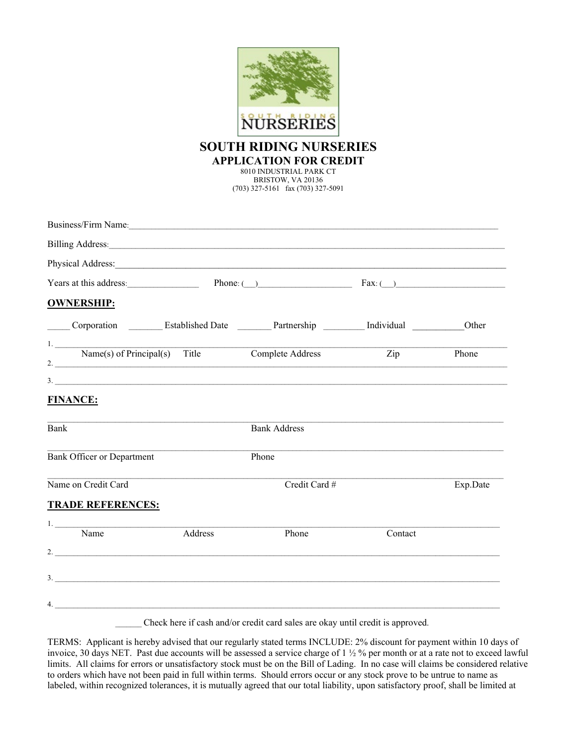# SOUTH RIDING NURSERIES

## APPLICATION FOR CREDIT

8010 INDUSTRIAL PARK CT
BRISTOW, VA 20136
(703) 327-5161 fax (703) 327-5091

Business/Firm Name:___________________________________________________________________________

Billing Address:______________________________________________________________________________

Physical Address:_____________________________________________________________________________

Years at this address:_______________ Phone: (___)____________________ Fax: (___)________________________

**OWNERSHIP:**

_____ Corporation _______ Established Date _______ Partnership ________ Individual __________Other

1. ____________________________________________________________________________________________

Name(s) of Principal(s) Title Complete Address Zip Phone

2. ____________________________________________________________________________________________

3. ____________________________________________________________________________________________

**FINANCE:**

____________________________________________________________________________________________

Bank Bank Address

____________________________________________________________________________________________

Bank Officer or Department Phone

____________________________________________________________________________________________

Name on Credit Card Credit Card # Exp.Date

**TRADE REFERENCES:**

1. ____________________________________________________________________________________________

Name Address Phone Contact

2. ____________________________________________________________________________________________

3. ____________________________________________________________________________________________

4. ____________________________________________________________________________________________

_____ Check here if cash and/or credit card sales are okay until credit is approved.

TERMS: Applicant is hereby advised that our regularly stated terms INCLUDE: 2% discount for payment within 10 days of invoice, 30 days NET. Past due accounts will be assessed a service charge of 1 ½ % per month or at a rate not to exceed lawful limits. All claims for errors or unsatisfactory stock must be on the Bill of Lading. In no case will claims be considered relative to orders which have not been paid in full within terms. Should errors occur or any stock prove to be untrue to name as labeled, within recognized tolerances, it is mutually agreed that our total liability, upon satisfactory proof, shall be limited at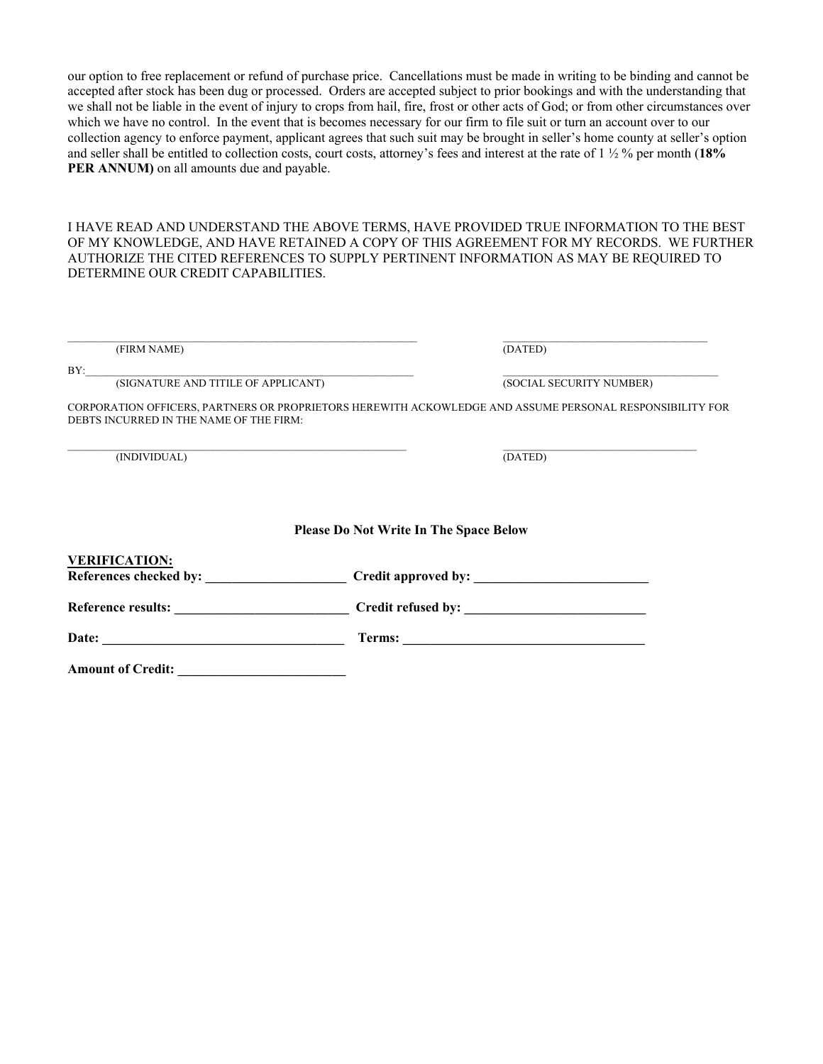our option to free replacement or refund of purchase price. Cancellations must be made in writing to be binding and cannot be accepted after stock has been dug or processed. Orders are accepted subject to prior bookings and with the understanding that we shall not be liable in the event of injury to crops from hail, fire, frost or other acts of God; or from other circumstances over which we have no control. In the event that is becomes necessary for our firm to file suit or turn an account over to our collection agency to enforce payment, applicant agrees that such suit may be brought in seller's home county at seller's option and seller shall be entitled to collection costs, court costs, attorney's fees and interest at the rate of 1 ½ % per month (**18% PER ANNUM)** on all amounts due and payable.

I HAVE READ AND UNDERSTAND THE ABOVE TERMS, HAVE PROVIDED TRUE INFORMATION TO THE BEST OF MY KNOWLEDGE, AND HAVE RETAINED A COPY OF THIS AGREEMENT FOR MY RECORDS. WE FURTHER AUTHORIZE THE CITED REFERENCES TO SUPPLY PERTINENT INFORMATION AS MAY BE REQUIRED TO DETERMINE OUR CREDIT CAPABILITIES.

\_\_\_\_\_\_\_\_\_\_\_\_\_\_\_\_\_\_\_\_\_\_\_\_\_\_\_\_\_\_\_\_\_\_\_\_\_\_\_\_\_\_\_\_\_\_\_\_\_\_\_\_ \_\_\_\_\_\_\_\_\_\_\_\_\_\_\_\_\_\_\_\_\_\_\_\_\_\_\_\_\_\_\_\_\_\_
(FIRM NAME) (DATED)

BY:\_\_\_\_\_\_\_\_\_\_\_\_\_\_\_\_\_\_\_\_\_\_\_\_\_\_\_\_\_\_\_\_\_\_\_\_\_\_\_\_\_\_\_\_\_\_\_\_\_\_ \_\_\_\_\_\_\_\_\_\_\_\_\_\_\_\_\_\_\_\_\_\_\_\_\_\_\_\_\_\_\_\_\_\_
(SIGNATURE AND TITILE OF APPLICANT) (SOCIAL SECURITY NUMBER)

CORPORATION OFFICERS, PARTNERS OR PROPRIETORS HEREWITH ACKOWLEDGE AND ASSUME PERSONAL RESPONSIBILITY FOR DEBTS INCURRED IN THE NAME OF THE FIRM:

\_\_\_\_\_\_\_\_\_\_\_\_\_\_\_\_\_\_\_\_\_\_\_\_\_\_\_\_\_\_\_\_\_\_\_\_\_\_\_\_\_\_\_\_\_\_\_\_\_\_\_\_ \_\_\_\_\_\_\_\_\_\_\_\_\_\_\_\_\_\_\_\_\_\_\_\_\_\_\_\_\_\_\_\_\_\_
(INDIVIDUAL) (DATED)

**Please Do Not Write In The Space Below**

**VERIFICATION:**

**References checked by: \_\_\_\_\_\_\_\_\_\_\_\_\_\_\_\_\_\_\_\_ Credit approved by: \_\_\_\_\_\_\_\_\_\_\_\_\_\_\_\_\_\_\_\_\_\_\_\_\_**

**Reference results: \_\_\_\_\_\_\_\_\_\_\_\_\_\_\_\_\_\_\_\_\_\_\_\_\_ Credit refused by: \_\_\_\_\_\_\_\_\_\_\_\_\_\_\_\_\_\_\_\_\_\_\_\_\_\_**

**Date: \_\_\_\_\_\_\_\_\_\_\_\_\_\_\_\_\_\_\_\_\_\_\_\_\_\_\_\_\_\_\_\_\_\_\_ Terms: \_\_\_\_\_\_\_\_\_\_\_\_\_\_\_\_\_\_\_\_\_\_\_\_\_\_\_\_\_\_\_\_\_\_\_\_**

**Amount of Credit: \_\_\_\_\_\_\_\_\_\_\_\_\_\_\_\_\_\_\_\_\_\_\_\_\_**